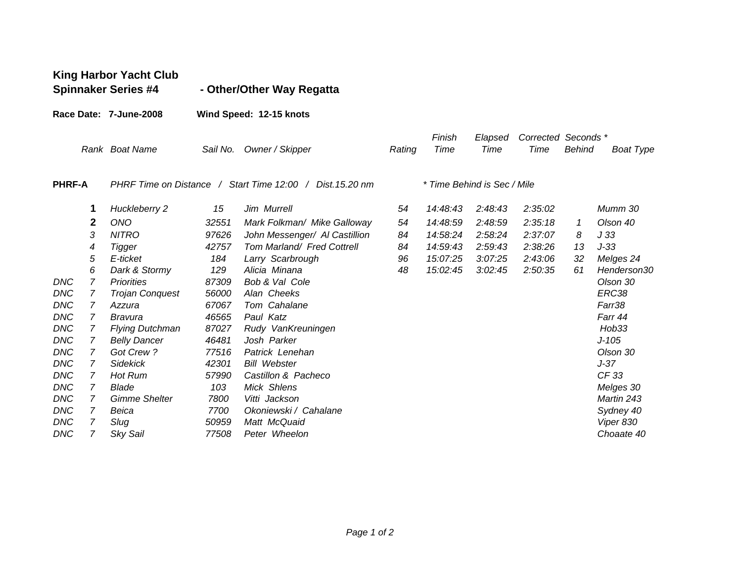**King Harbor Yacht Club**
**Spinnaker Series #4** **- Other/Other Way Regatta**

**Race Date: 7-June-2008** **Wind Speed: 12-15 knots**

| | Rank | Boat Name | Sail No. | Owner / Skipper | Rating | Finish Time | Elapsed Time | Corrected Time | Seconds * Behind | Boat Type |
|---|---|---|---|---|---|---|---|---|---|---|
| **PHRF-A** | | *PHRF Time on Distance / Start Time 12:00 / Dist.15.20 nm* | | | | *\* Time Behind is Sec / Mile* | | | | |
| | **1** | *Huckleberry 2* | *15* | *Jim Murrell* | *54* | *14:48:43* | *2:48:43* | *2:35:02* | | *Mumm 30* |
| | **2** | *ONO* | *32551* | *Mark Folkman/ Mike Galloway* | *54* | *14:48:59* | *2:48:59* | *2:35:18* | *1* | *Olson 40* |
| | *3* | *NITRO* | *97626* | *John Messenger/ Al Castillion* | *84* | *14:58:24* | *2:58:24* | *2:37:07* | *8* | *J 33* |
| | *4* | *Tigger* | *42757* | *Tom Marland/ Fred Cottrell* | *84* | *14:59:43* | *2:59:43* | *2:38:26* | *13* | *J-33* |
| | *5* | *E-ticket* | *184* | *Larry Scarbrough* | *96* | *15:07:25* | *3:07:25* | *2:43:06* | *32* | *Melges 24* |
| | *6* | *Dark & Stormy* | *129* | *Alicia Minana* | *48* | *15:02:45* | *3:02:45* | *2:50:35* | *61* | *Henderson30* |
| *DNC* | *7* | *Priorities* | *87309* | *Bob & Val Cole* | | | | | | *Olson 30* |
| *DNC* | *7* | *Trojan Conquest* | *56000* | *Alan Cheeks* | | | | | | *ERC38* |
| *DNC* | *7* | *Azzura* | *67067* | *Tom Cahalane* | | | | | | *Farr38* |
| *DNC* | *7* | *Bravura* | *46565* | *Paul Katz* | | | | | | *Farr 44* |
| *DNC* | *7* | *Flying Dutchman* | *87027* | *Rudy VanKreuningen* | | | | | | *Hob33* |
| *DNC* | *7* | *Belly Dancer* | *46481* | *Josh Parker* | | | | | | *J-105* |
| *DNC* | *7* | *Got Crew ?* | *77516* | *Patrick Lenehan* | | | | | | *Olson 30* |
| *DNC* | *7* | *Sidekick* | *42301* | *Bill Webster* | | | | | | *J-37* |
| *DNC* | *7* | *Hot Rum* | *57990* | *Castillon & Pacheco* | | | | | | *CF 33* |
| *DNC* | *7* | *Blade* | *103* | *Mick Shlens* | | | | | | *Melges 30* |
| *DNC* | *7* | *Gimme Shelter* | *7800* | *Vitti Jackson* | | | | | | *Martin 243* |
| *DNC* | *7* | *Beica* | *7700* | *Okoniewski / Cahalane* | | | | | | *Sydney 40* |
| *DNC* | *7* | *Slug* | *50959* | *Matt McQuaid* | | | | | | *Viper 830* |
| *DNC* | *7* | *Sky Sail* | *77508* | *Peter Wheelon* | | | | | | *Choaate 40* |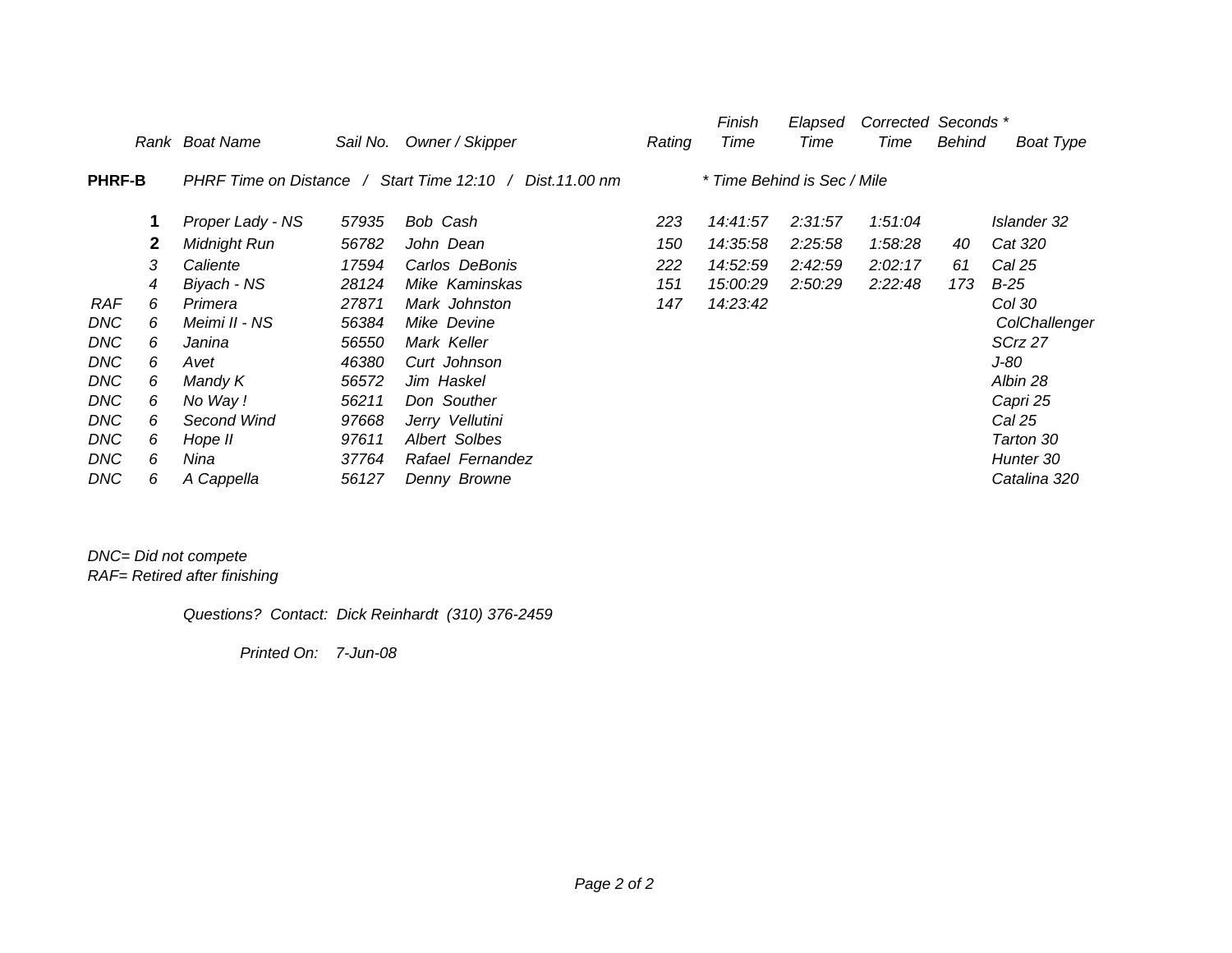| | Rank | Boat Name | Sail No. | Owner / Skipper | Rating | Finish Time | Elapsed Time | Corrected Time | Seconds * Behind | Boat Type |
|---|---|---|---|---|---|---|---|---|---|---|
| **PHRF-B** | | *PHRF Time on Distance / Start Time 12:10 / Dist.11.00 nm* | | | | *\* Time Behind is Sec / Mile* | | | | |
| | **1** | *Proper Lady - NS* | *57935* | *Bob Cash* | *223* | *14:41:57* | *2:31:57* | *1:51:04* | | *Islander 32* |
| | **2** | *Midnight Run* | *56782* | *John Dean* | *150* | *14:35:58* | *2:25:58* | *1:58:28* | *40* | *Cat 320* |
| | *3* | *Caliente* | *17594* | *Carlos DeBonis* | *222* | *14:52:59* | *2:42:59* | *2:02:17* | *61* | *Cal 25* |
| | *4* | *Biyach - NS* | *28124* | *Mike Kaminskas* | *151* | *15:00:29* | *2:50:29* | *2:22:48* | *173* | *B-25* |
| *RAF* | *6* | *Primera* | *27871* | *Mark Johnston* | *147* | *14:23:42* | | | | *Col 30* |
| *DNC* | *6* | *Meimi II - NS* | *56384* | *Mike Devine* | | | | | | *ColChallenger* |
| *DNC* | *6* | *Janina* | *56550* | *Mark Keller* | | | | | | *SCrz 27* |
| *DNC* | *6* | *Avet* | *46380* | *Curt Johnson* | | | | | | *J-80* |
| *DNC* | *6* | *Mandy K* | *56572* | *Jim Haskel* | | | | | | *Albin 28* |
| *DNC* | *6* | *No Way !* | *56211* | *Don Souther* | | | | | | *Capri 25* |
| *DNC* | *6* | *Second Wind* | *97668* | *Jerry Vellutini* | | | | | | *Cal 25* |
| *DNC* | *6* | *Hope II* | *97611* | *Albert Solbes* | | | | | | *Tarton 30* |
| *DNC* | *6* | *Nina* | *37764* | *Rafael Fernandez* | | | | | | *Hunter 30* |
| *DNC* | *6* | *A Cappella* | *56127* | *Denny Browne* | | | | | | *Catalina 320* |

*DNC= Did not compete*
*RAF= Retired after finishing*

*Questions? Contact: Dick Reinhardt (310) 376-2459*

*Printed On: 7-Jun-08*